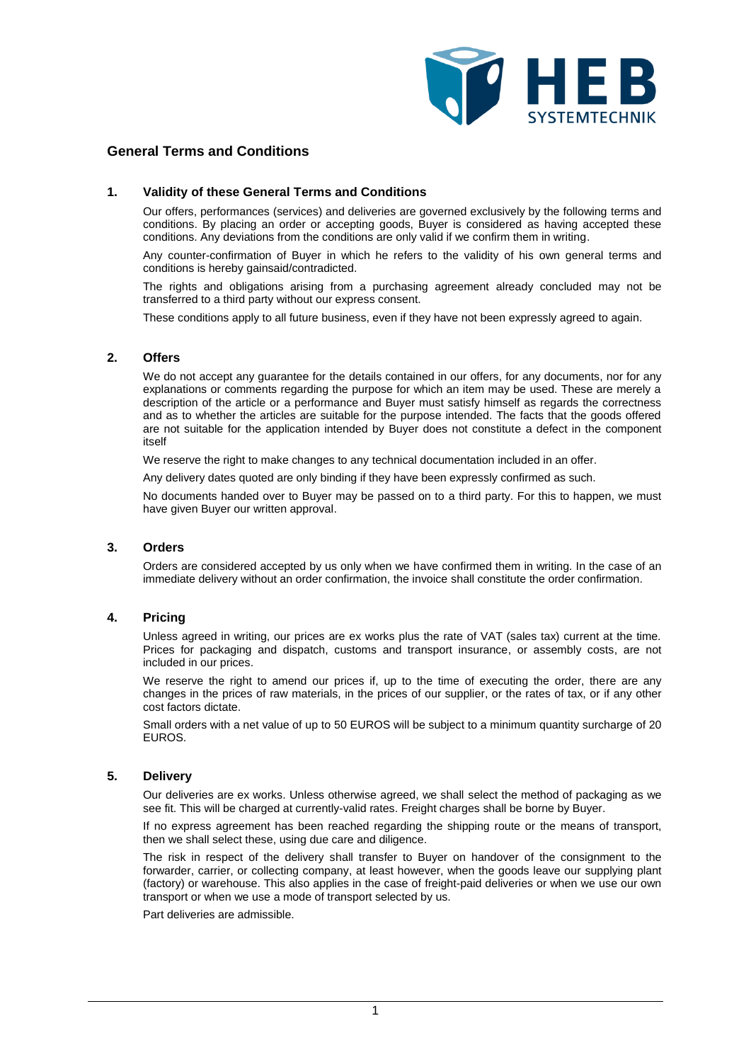# General Terms and Conditions

## 1. Validity of these General Terms and Conditions

Our offers, performances (services) and deliveries are governed exclusively by the following terms and conditions. By placing an order or accepting goods, Buyer is considered as having accepted these conditions. Any deviations from the conditions are only valid if we confirm them in writing.

Any counter-confirmation of Buyer in which he refers to the validity of his own general terms and conditions is hereby gainsaid/contradicted.

The rights and obligations arising from a purchasing agreement already concluded may not be transferred to a third party without our express consent.

These conditions apply to all future business, even if they have not been expressly agreed to again.

## 2. Offers

We do not accept any guarantee for the details contained in our offers, for any documents, nor for any explanations or comments regarding the purpose for which an item may be used. These are merely a description of the article or a performance and Buyer must satisfy himself as regards the correctness and as to whether the articles are suitable for the purpose intended. The facts that the goods offered are not suitable for the application intended by Buyer does not constitute a defect in the component itself

We reserve the right to make changes to any technical documentation included in an offer.

Any delivery dates quoted are only binding if they have been expressly confirmed as such.

No documents handed over to Buyer may be passed on to a third party. For this to happen, we must have given Buyer our written approval.

## 3. Orders

Orders are considered accepted by us only when we have confirmed them in writing. In the case of an immediate delivery without an order confirmation, the invoice shall constitute the order confirmation.

## 4. Pricing

Unless agreed in writing, our prices are ex works plus the rate of VAT (sales tax) current at the time. Prices for packaging and dispatch, customs and transport insurance, or assembly costs, are not included in our prices.

We reserve the right to amend our prices if, up to the time of executing the order, there are any changes in the prices of raw materials, in the prices of our supplier, or the rates of tax, or if any other cost factors dictate.

Small orders with a net value of up to 50 EUROS will be subject to a minimum quantity surcharge of 20 EUROS.

## 5. Delivery

Our deliveries are ex works. Unless otherwise agreed, we shall select the method of packaging as we see fit. This will be charged at currently-valid rates. Freight charges shall be borne by Buyer.

If no express agreement has been reached regarding the shipping route or the means of transport, then we shall select these, using due care and diligence.

The risk in respect of the delivery shall transfer to Buyer on handover of the consignment to the forwarder, carrier, or collecting company, at least however, when the goods leave our supplying plant (factory) or warehouse. This also applies in the case of freight-paid deliveries or when we use our own transport or when we use a mode of transport selected by us.

Part deliveries are admissible.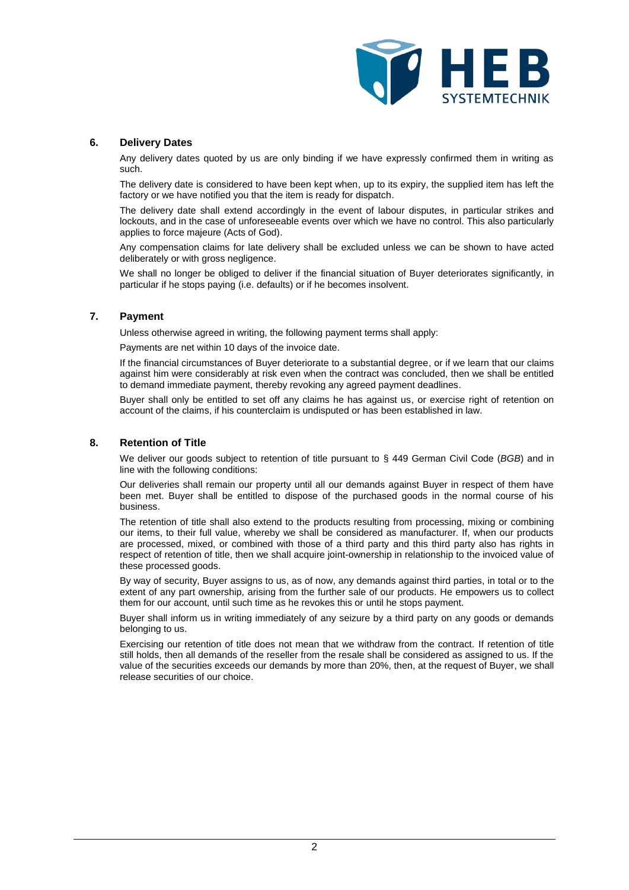## 6. Delivery Dates

Any delivery dates quoted by us are only binding if we have expressly confirmed them in writing as such.

The delivery date is considered to have been kept when, up to its expiry, the supplied item has left the factory or we have notified you that the item is ready for dispatch.

The delivery date shall extend accordingly in the event of labour disputes, in particular strikes and lockouts, and in the case of unforeseeable events over which we have no control. This also particularly applies to force majeure (Acts of God).

Any compensation claims for late delivery shall be excluded unless we can be shown to have acted deliberately or with gross negligence.

We shall no longer be obliged to deliver if the financial situation of Buyer deteriorates significantly, in particular if he stops paying (i.e. defaults) or if he becomes insolvent.

## 7. Payment

Unless otherwise agreed in writing, the following payment terms shall apply:

Payments are net within 10 days of the invoice date.

If the financial circumstances of Buyer deteriorate to a substantial degree, or if we learn that our claims against him were considerably at risk even when the contract was concluded, then we shall be entitled to demand immediate payment, thereby revoking any agreed payment deadlines.

Buyer shall only be entitled to set off any claims he has against us, or exercise right of retention on account of the claims, if his counterclaim is undisputed or has been established in law.

## 8. Retention of Title

We deliver our goods subject to retention of title pursuant to § 449 German Civil Code (*BGB*) and in line with the following conditions:

Our deliveries shall remain our property until all our demands against Buyer in respect of them have been met. Buyer shall be entitled to dispose of the purchased goods in the normal course of his business.

The retention of title shall also extend to the products resulting from processing, mixing or combining our items, to their full value, whereby we shall be considered as manufacturer. If, when our products are processed, mixed, or combined with those of a third party and this third party also has rights in respect of retention of title, then we shall acquire joint-ownership in relationship to the invoiced value of these processed goods.

By way of security, Buyer assigns to us, as of now, any demands against third parties, in total or to the extent of any part ownership, arising from the further sale of our products. He empowers us to collect them for our account, until such time as he revokes this or until he stops payment.

Buyer shall inform us in writing immediately of any seizure by a third party on any goods or demands belonging to us.

Exercising our retention of title does not mean that we withdraw from the contract. If retention of title still holds, then all demands of the reseller from the resale shall be considered as assigned to us. If the value of the securities exceeds our demands by more than 20%, then, at the request of Buyer, we shall release securities of our choice.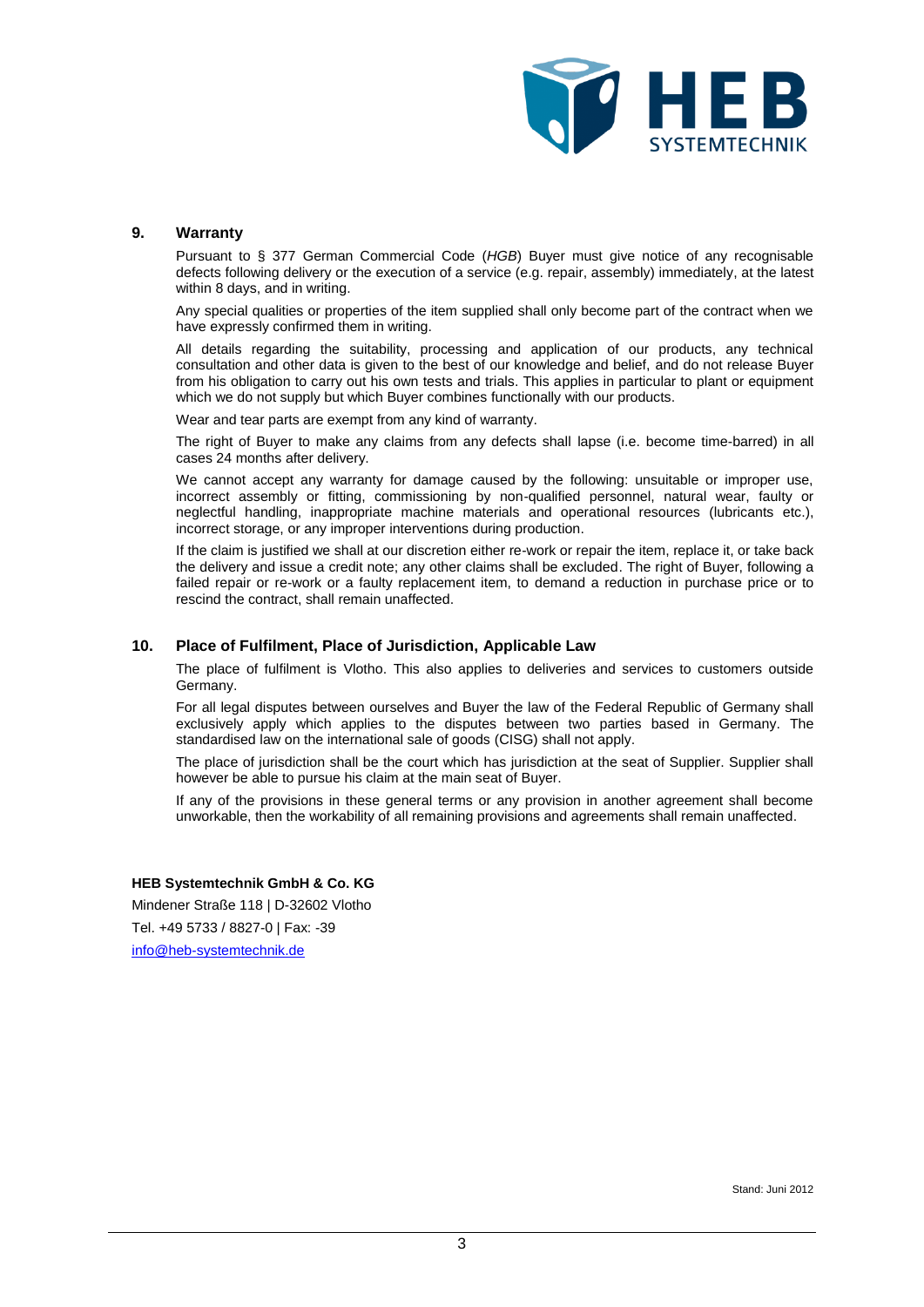## 9. Warranty

Pursuant to § 377 German Commercial Code (*HGB*) Buyer must give notice of any recognisable defects following delivery or the execution of a service (e.g. repair, assembly) immediately, at the latest within 8 days, and in writing.

Any special qualities or properties of the item supplied shall only become part of the contract when we have expressly confirmed them in writing.

All details regarding the suitability, processing and application of our products, any technical consultation and other data is given to the best of our knowledge and belief, and do not release Buyer from his obligation to carry out his own tests and trials. This applies in particular to plant or equipment which we do not supply but which Buyer combines functionally with our products.

Wear and tear parts are exempt from any kind of warranty.

The right of Buyer to make any claims from any defects shall lapse (i.e. become time-barred) in all cases 24 months after delivery.

We cannot accept any warranty for damage caused by the following: unsuitable or improper use, incorrect assembly or fitting, commissioning by non-qualified personnel, natural wear, faulty or neglectful handling, inappropriate machine materials and operational resources (lubricants etc.), incorrect storage, or any improper interventions during production.

If the claim is justified we shall at our discretion either re-work or repair the item, replace it, or take back the delivery and issue a credit note; any other claims shall be excluded. The right of Buyer, following a failed repair or re-work or a faulty replacement item, to demand a reduction in purchase price or to rescind the contract, shall remain unaffected.

## 10. Place of Fulfilment, Place of Jurisdiction, Applicable Law

The place of fulfilment is Vlotho. This also applies to deliveries and services to customers outside Germany.

For all legal disputes between ourselves and Buyer the law of the Federal Republic of Germany shall exclusively apply which applies to the disputes between two parties based in Germany. The standardised law on the international sale of goods (CISG) shall not apply.

The place of jurisdiction shall be the court which has jurisdiction at the seat of Supplier. Supplier shall however be able to pursue his claim at the main seat of Buyer.

If any of the provisions in these general terms or any provision in another agreement shall become unworkable, then the workability of all remaining provisions and agreements shall remain unaffected.

**HEB Systemtechnik GmbH & Co. KG**

Mindener Straße 118 | D-32602 Vlotho

Tel. +49 5733 / 8827-0 | Fax: -39

info@heb-systemtechnik.de

Stand: Juni 2012